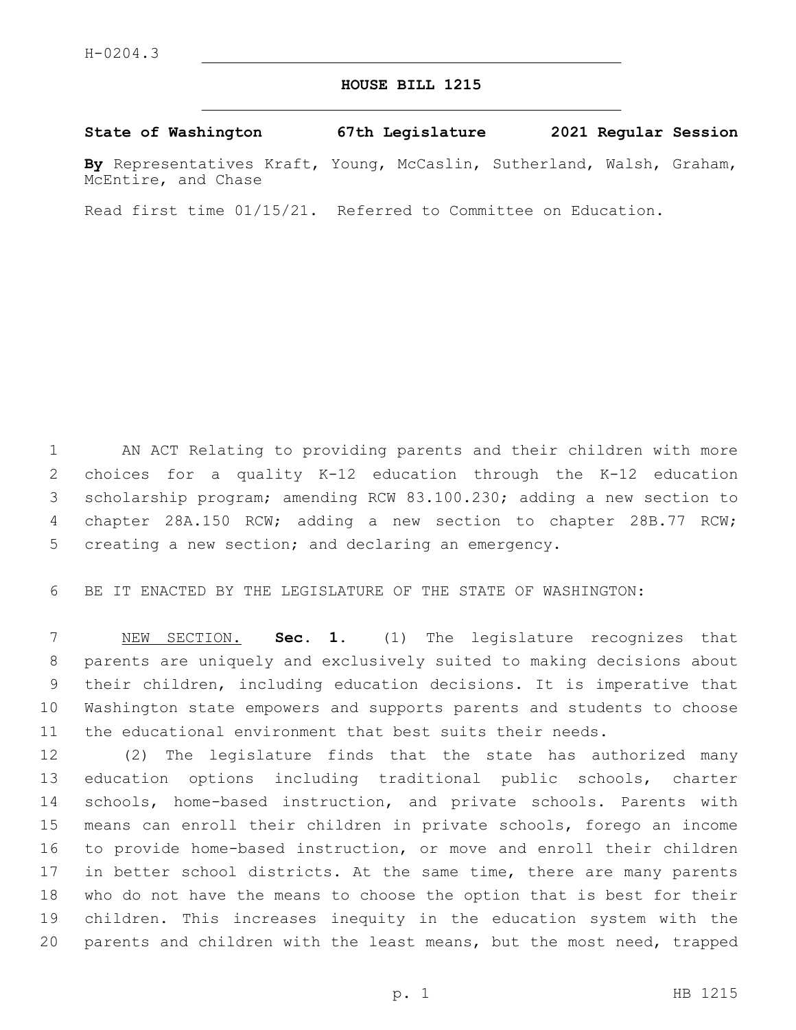H-0204.3

# HOUSE BILL 1215

**State of Washington 67th Legislature 2021 Regular Session**

**By** Representatives Kraft, Young, McCaslin, Sutherland, Walsh, Graham, McEntire, and Chase

Read first time 01/15/21. Referred to Committee on Education.

AN ACT Relating to providing parents and their children with more choices for a quality K-12 education through the K-12 education scholarship program; amending RCW 83.100.230; adding a new section to chapter 28A.150 RCW; adding a new section to chapter 28B.77 RCW; creating a new section; and declaring an emergency.

BE IT ENACTED BY THE LEGISLATURE OF THE STATE OF WASHINGTON:

NEW SECTION. **Sec. 1.** (1) The legislature recognizes that parents are uniquely and exclusively suited to making decisions about their children, including education decisions. It is imperative that Washington state empowers and supports parents and students to choose the educational environment that best suits their needs.

(2) The legislature finds that the state has authorized many education options including traditional public schools, charter schools, home-based instruction, and private schools. Parents with means can enroll their children in private schools, forego an income to provide home-based instruction, or move and enroll their children in better school districts. At the same time, there are many parents who do not have the means to choose the option that is best for their children. This increases inequity in the education system with the parents and children with the least means, but the most need, trapped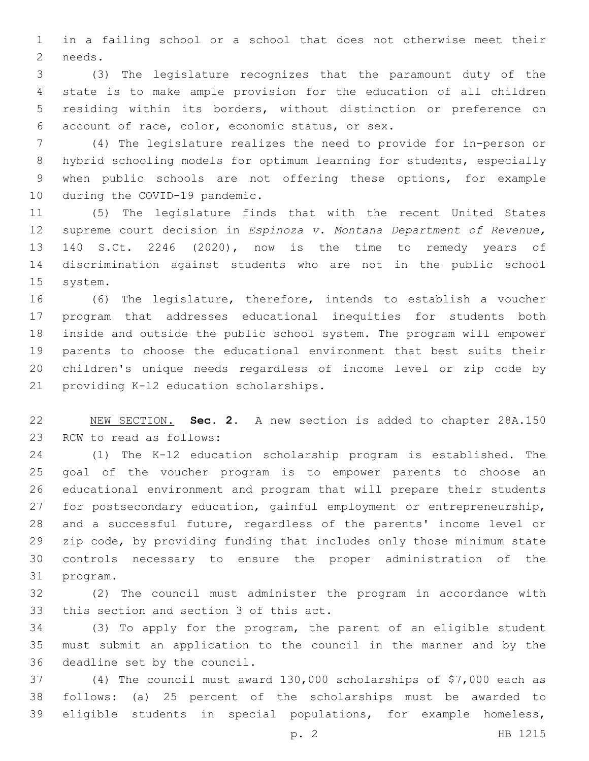in a failing school or a school that does not otherwise meet their needs.

(3) The legislature recognizes that the paramount duty of the state is to make ample provision for the education of all children residing within its borders, without distinction or preference on account of race, color, economic status, or sex.

(4) The legislature realizes the need to provide for in-person or hybrid schooling models for optimum learning for students, especially when public schools are not offering these options, for example during the COVID-19 pandemic.

(5) The legislature finds that with the recent United States supreme court decision in *Espinoza v. Montana Department of Revenue,* 140 S.Ct. 2246 (2020), now is the time to remedy years of discrimination against students who are not in the public school system.

(6) The legislature, therefore, intends to establish a voucher program that addresses educational inequities for students both inside and outside the public school system. The program will empower parents to choose the educational environment that best suits their children's unique needs regardless of income level or zip code by providing K-12 education scholarships.

NEW SECTION. **Sec. 2.** A new section is added to chapter 28A.150 RCW to read as follows:

(1) The K-12 education scholarship program is established. The goal of the voucher program is to empower parents to choose an educational environment and program that will prepare their students for postsecondary education, gainful employment or entrepreneurship, and a successful future, regardless of the parents' income level or zip code, by providing funding that includes only those minimum state controls necessary to ensure the proper administration of the program.

(2) The council must administer the program in accordance with this section and section 3 of this act.

(3) To apply for the program, the parent of an eligible student must submit an application to the council in the manner and by the deadline set by the council.

(4) The council must award 130,000 scholarships of $7,000 each as follows: (a) 25 percent of the scholarships must be awarded to eligible students in special populations, for example homeless,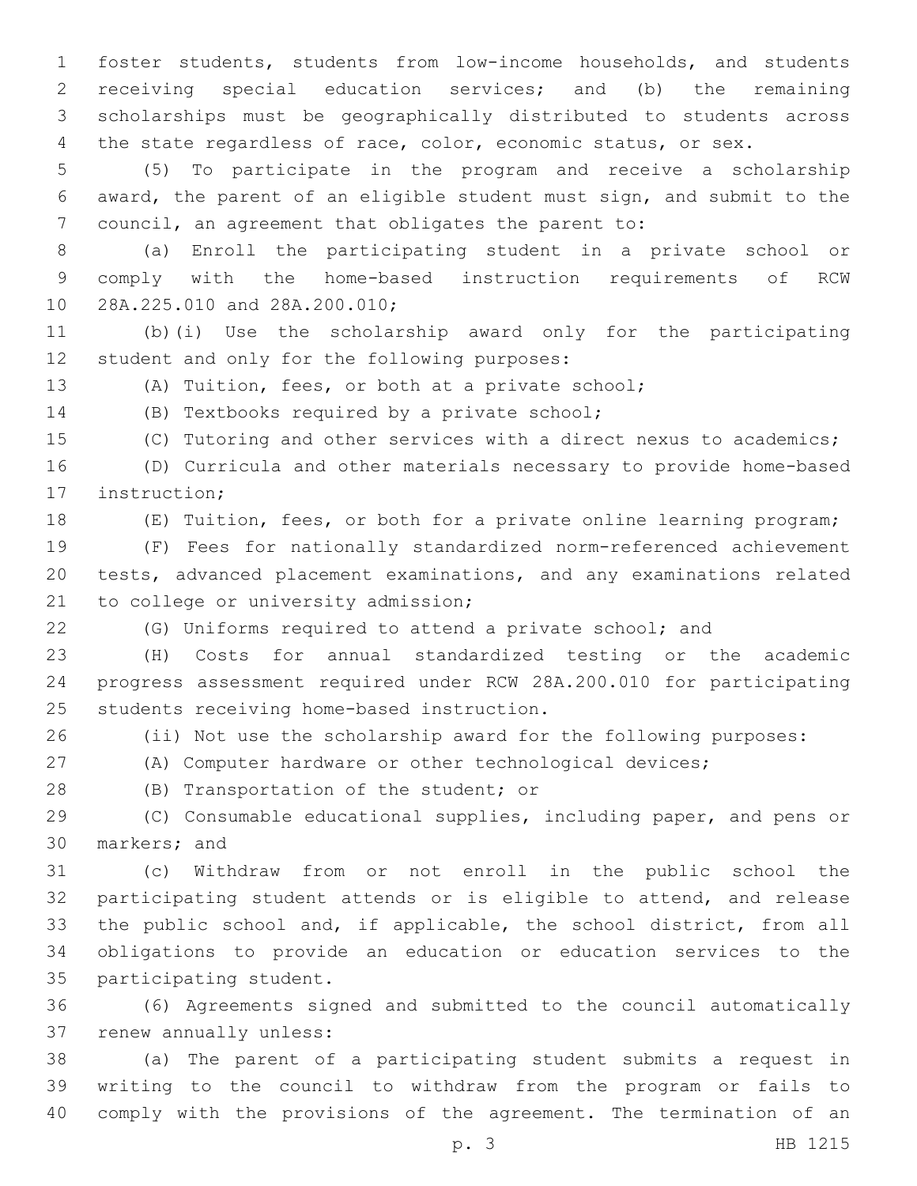foster students, students from low-income households, and students receiving special education services; and (b) the remaining scholarships must be geographically distributed to students across the state regardless of race, color, economic status, or sex.

(5) To participate in the program and receive a scholarship award, the parent of an eligible student must sign, and submit to the council, an agreement that obligates the parent to:

(a) Enroll the participating student in a private school or comply with the home-based instruction requirements of RCW 28A.225.010 and 28A.200.010;

(b)(i) Use the scholarship award only for the participating student and only for the following purposes:

(A) Tuition, fees, or both at a private school;

(B) Textbooks required by a private school;

(C) Tutoring and other services with a direct nexus to academics;

(D) Curricula and other materials necessary to provide home-based instruction;

(E) Tuition, fees, or both for a private online learning program;

(F) Fees for nationally standardized norm-referenced achievement tests, advanced placement examinations, and any examinations related to college or university admission;

(G) Uniforms required to attend a private school; and

(H) Costs for annual standardized testing or the academic progress assessment required under RCW 28A.200.010 for participating students receiving home-based instruction.

(ii) Not use the scholarship award for the following purposes:

(A) Computer hardware or other technological devices;

(B) Transportation of the student; or

(C) Consumable educational supplies, including paper, and pens or markers; and

(c) Withdraw from or not enroll in the public school the participating student attends or is eligible to attend, and release the public school and, if applicable, the school district, from all obligations to provide an education or education services to the participating student.

(6) Agreements signed and submitted to the council automatically renew annually unless:

(a) The parent of a participating student submits a request in writing to the council to withdraw from the program or fails to comply with the provisions of the agreement. The termination of an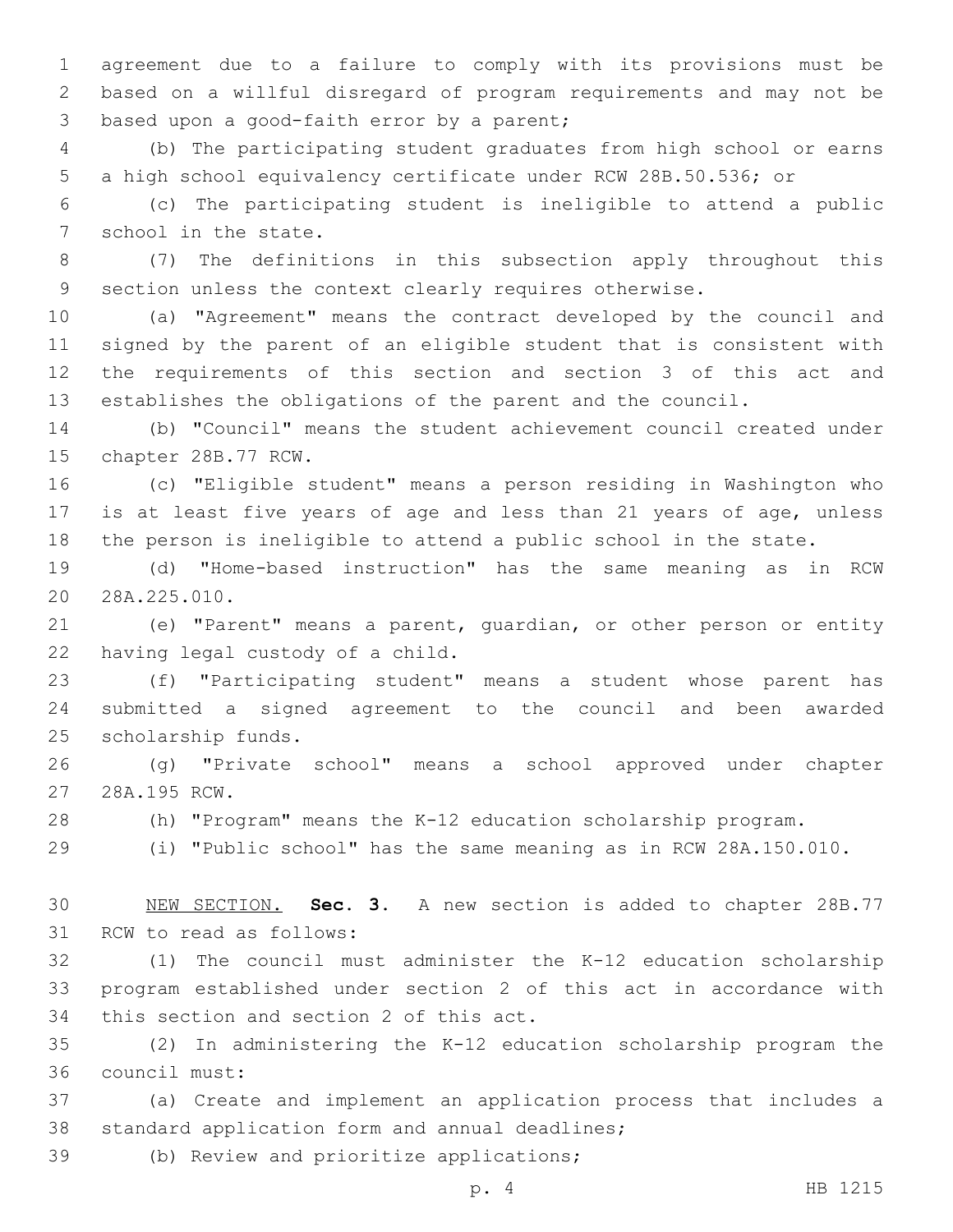agreement due to a failure to comply with its provisions must be based on a willful disregard of program requirements and may not be based upon a good-faith error by a parent;

(b) The participating student graduates from high school or earns a high school equivalency certificate under RCW 28B.50.536; or

(c) The participating student is ineligible to attend a public school in the state.

(7) The definitions in this subsection apply throughout this section unless the context clearly requires otherwise.

(a) "Agreement" means the contract developed by the council and signed by the parent of an eligible student that is consistent with the requirements of this section and section 3 of this act and establishes the obligations of the parent and the council.

(b) "Council" means the student achievement council created under chapter 28B.77 RCW.

(c) "Eligible student" means a person residing in Washington who is at least five years of age and less than 21 years of age, unless the person is ineligible to attend a public school in the state.

(d) "Home-based instruction" has the same meaning as in RCW 28A.225.010.

(e) "Parent" means a parent, guardian, or other person or entity having legal custody of a child.

(f) "Participating student" means a student whose parent has submitted a signed agreement to the council and been awarded scholarship funds.

(g) "Private school" means a school approved under chapter 28A.195 RCW.

(h) "Program" means the K-12 education scholarship program.

(i) "Public school" has the same meaning as in RCW 28A.150.010.

NEW SECTION. **Sec. 3.** A new section is added to chapter 28B.77 RCW to read as follows:

(1) The council must administer the K-12 education scholarship program established under section 2 of this act in accordance with this section and section 2 of this act.

(2) In administering the K-12 education scholarship program the council must:

(a) Create and implement an application process that includes a standard application form and annual deadlines;

(b) Review and prioritize applications;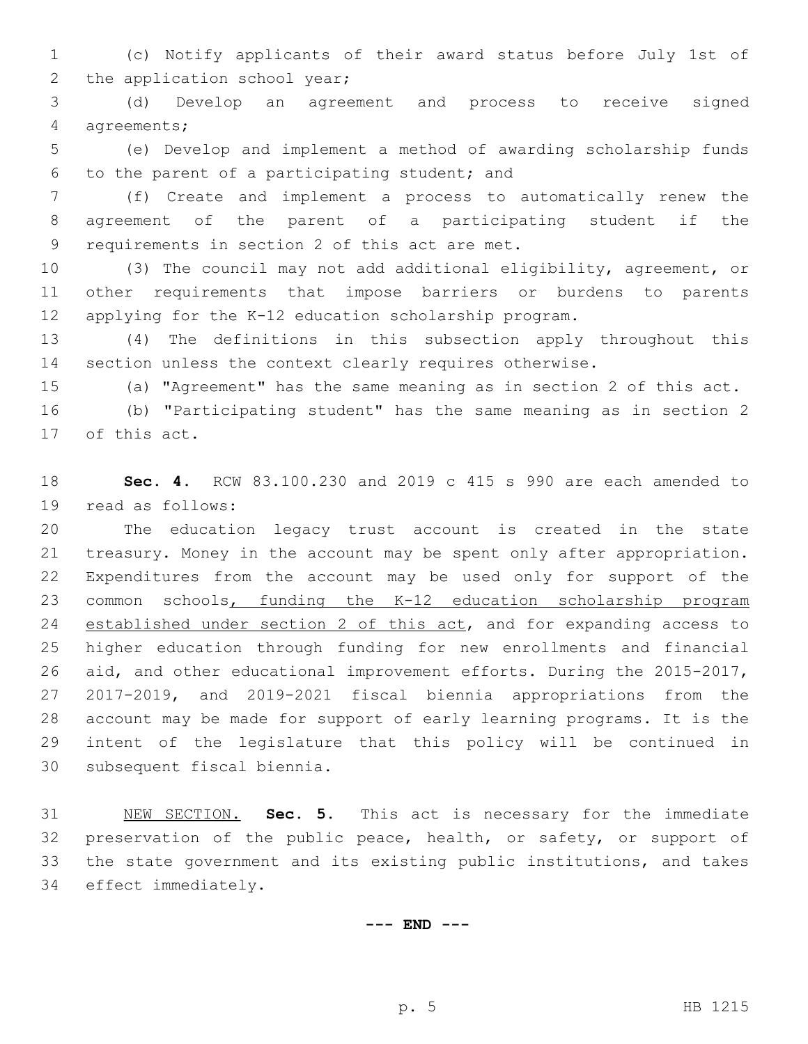(c) Notify applicants of their award status before July 1st of the application school year;

(d) Develop an agreement and process to receive signed agreements;

(e) Develop and implement a method of awarding scholarship funds to the parent of a participating student; and

(f) Create and implement a process to automatically renew the agreement of the parent of a participating student if the requirements in section 2 of this act are met.

(3) The council may not add additional eligibility, agreement, or other requirements that impose barriers or burdens to parents applying for the K-12 education scholarship program.

(4) The definitions in this subsection apply throughout this section unless the context clearly requires otherwise.

(a) "Agreement" has the same meaning as in section 2 of this act.

(b) "Participating student" has the same meaning as in section 2 of this act.

**Sec. 4.** RCW 83.100.230 and 2019 c 415 s 990 are each amended to read as follows:

The education legacy trust account is created in the state treasury. Money in the account may be spent only after appropriation. Expenditures from the account may be used only for support of the common schools<u>, funding the K-12 education scholarship program established under section 2 of this act</u>, and for expanding access to higher education through funding for new enrollments and financial aid, and other educational improvement efforts. During the 2015-2017, 2017-2019, and 2019-2021 fiscal biennia appropriations from the account may be made for support of early learning programs. It is the intent of the legislature that this policy will be continued in subsequent fiscal biennia.

<u>NEW SECTION.</u> **Sec. 5.** This act is necessary for the immediate preservation of the public peace, health, or safety, or support of the state government and its existing public institutions, and takes effect immediately.

**--- END ---**